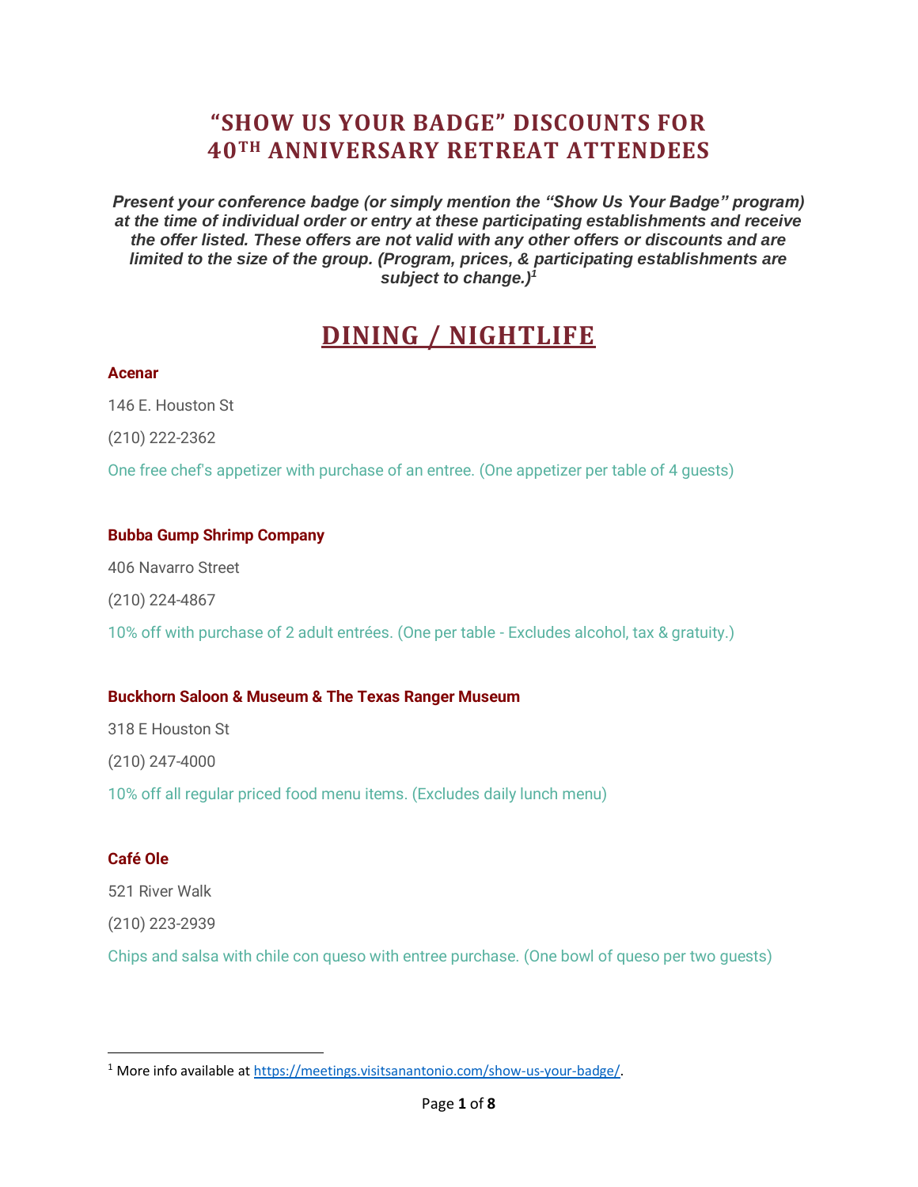# "SHOW US YOUR BADGE" DISCOUNTS FOR 40TH ANNIVERSARY RETREAT ATTENDEES

***Present your conference badge (or simply mention the "Show Us Your Badge" program) at the time of individual order or entry at these participating establishments and receive the offer listed. These offers are not valid with any other offers or discounts and are limited to the size of the group. (Program, prices, & participating establishments are subject to change.)***[1]

## DINING / NIGHTLIFE

**Acenar**

146 E. Houston St

(210) 222-2362

One free chef's appetizer with purchase of an entree. (One appetizer per table of 4 guests)

**Bubba Gump Shrimp Company**

406 Navarro Street

(210) 224-4867

10% off with purchase of 2 adult entrées. (One per table - Excludes alcohol, tax & gratuity.)

**Buckhorn Saloon & Museum & The Texas Ranger Museum**

318 E Houston St

(210) 247-4000

10% off all regular priced food menu items. (Excludes daily lunch menu)

**Café Ole**

521 River Walk

(210) 223-2939

Chips and salsa with chile con queso with entree purchase. (One bowl of queso per two guests)

---

[1] More info available at https://meetings.visitsanantonio.com/show-us-your-badge/.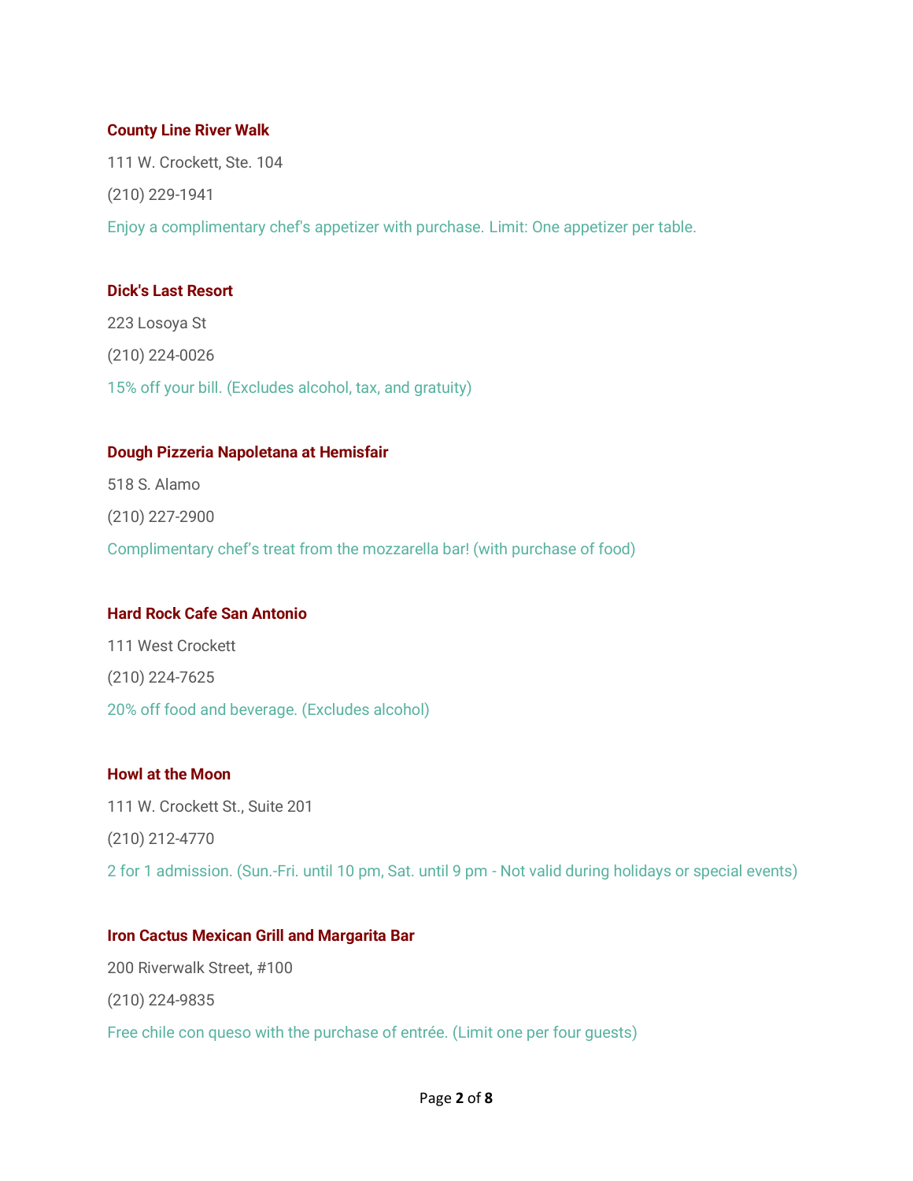### County Line River Walk

111 W. Crockett, Ste. 104

(210) 229-1941

Enjoy a complimentary chef's appetizer with purchase. Limit: One appetizer per table.

### Dick's Last Resort

223 Losoya St

(210) 224-0026

15% off your bill. (Excludes alcohol, tax, and gratuity)

### Dough Pizzeria Napoletana at Hemisfair

518 S. Alamo

(210) 227-2900

Complimentary chef's treat from the mozzarella bar! (with purchase of food)

### Hard Rock Cafe San Antonio

111 West Crockett

(210) 224-7625

20% off food and beverage. (Excludes alcohol)

### Howl at the Moon

111 W. Crockett St., Suite 201

(210) 212-4770

2 for 1 admission. (Sun.-Fri. until 10 pm, Sat. until 9 pm - Not valid during holidays or special events)

### Iron Cactus Mexican Grill and Margarita Bar

200 Riverwalk Street, #100

(210) 224-9835

Free chile con queso with the purchase of entrée. (Limit one per four guests)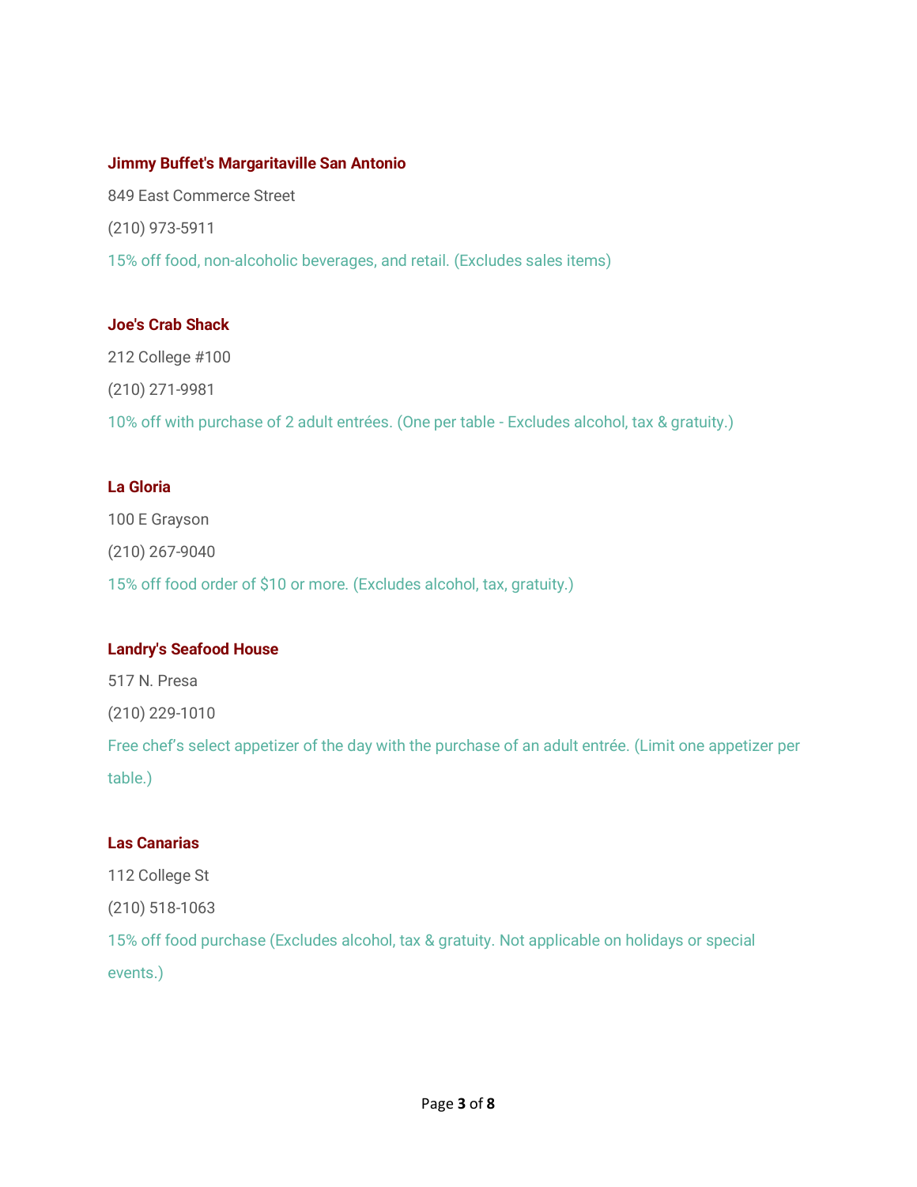**Jimmy Buffet's Margaritaville San Antonio**

849 East Commerce Street

(210) 973-5911

15% off food, non-alcoholic beverages, and retail. (Excludes sales items)

**Joe's Crab Shack**

212 College #100

(210) 271-9981

10% off with purchase of 2 adult entrées. (One per table - Excludes alcohol, tax & gratuity.)

**La Gloria**

100 E Grayson

(210) 267-9040

15% off food order of $10 or more. (Excludes alcohol, tax, gratuity.)

**Landry's Seafood House**

517 N. Presa

(210) 229-1010

Free chef's select appetizer of the day with the purchase of an adult entrée. (Limit one appetizer per table.)

**Las Canarias**

112 College St

(210) 518-1063

15% off food purchase (Excludes alcohol, tax & gratuity. Not applicable on holidays or special events.)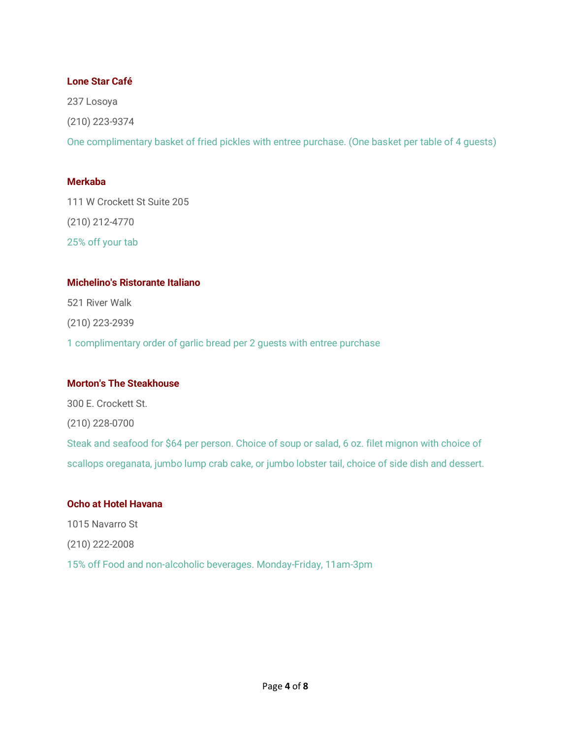**Lone Star Café**

237 Losoya

(210) 223-9374

One complimentary basket of fried pickles with entree purchase. (One basket per table of 4 guests)

**Merkaba**

111 W Crockett St Suite 205

(210) 212-4770

25% off your tab

**Michelino's Ristorante Italiano**

521 River Walk

(210) 223-2939

1 complimentary order of garlic bread per 2 guests with entree purchase

**Morton's The Steakhouse**

300 E. Crockett St.

(210) 228-0700

Steak and seafood for $64 per person. Choice of soup or salad, 6 oz. filet mignon with choice of scallops oreganata, jumbo lump crab cake, or jumbo lobster tail, choice of side dish and dessert.

**Ocho at Hotel Havana**

1015 Navarro St

(210) 222-2008

15% off Food and non-alcoholic beverages. Monday-Friday, 11am-3pm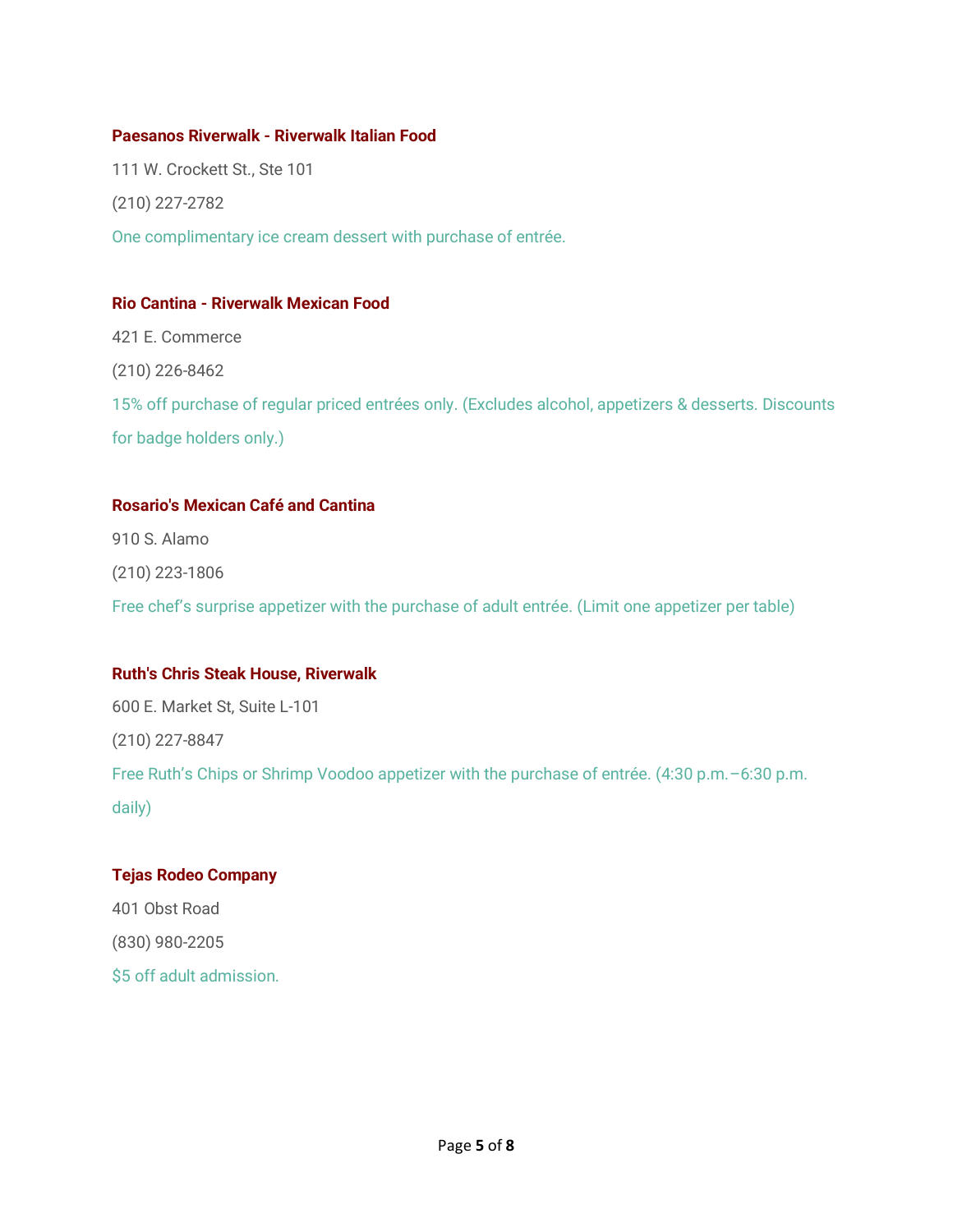**Paesanos Riverwalk - Riverwalk Italian Food**

111 W. Crockett St., Ste 101

(210) 227-2782

One complimentary ice cream dessert with purchase of entrée.

**Rio Cantina - Riverwalk Mexican Food**

421 E. Commerce

(210) 226-8462

15% off purchase of regular priced entrées only. (Excludes alcohol, appetizers & desserts. Discounts for badge holders only.)

**Rosario's Mexican Café and Cantina**

910 S. Alamo

(210) 223-1806

Free chef's surprise appetizer with the purchase of adult entrée. (Limit one appetizer per table)

**Ruth's Chris Steak House, Riverwalk**

600 E. Market St, Suite L-101

(210) 227-8847

Free Ruth's Chips or Shrimp Voodoo appetizer with the purchase of entrée. (4:30 p.m.–6:30 p.m. daily)

**Tejas Rodeo Company**

401 Obst Road

(830) 980-2205

$5 off adult admission.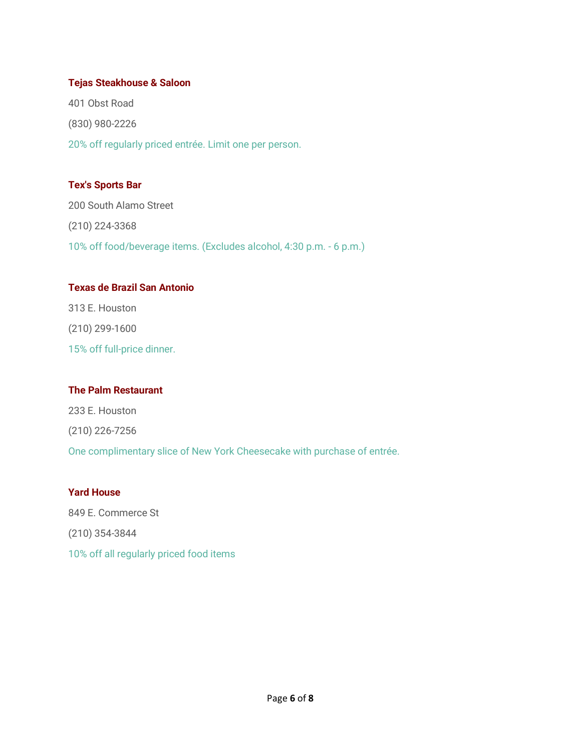**Tejas Steakhouse & Saloon**

401 Obst Road

(830) 980-2226

20% off regularly priced entrée. Limit one per person.

**Tex's Sports Bar**

200 South Alamo Street

(210) 224-3368

10% off food/beverage items. (Excludes alcohol, 4:30 p.m. - 6 p.m.)

**Texas de Brazil San Antonio**

313 E. Houston

(210) 299-1600

15% off full-price dinner.

**The Palm Restaurant**

233 E. Houston

(210) 226-7256

One complimentary slice of New York Cheesecake with purchase of entrée.

**Yard House**

849 E. Commerce St

(210) 354-3844

10% off all regularly priced food items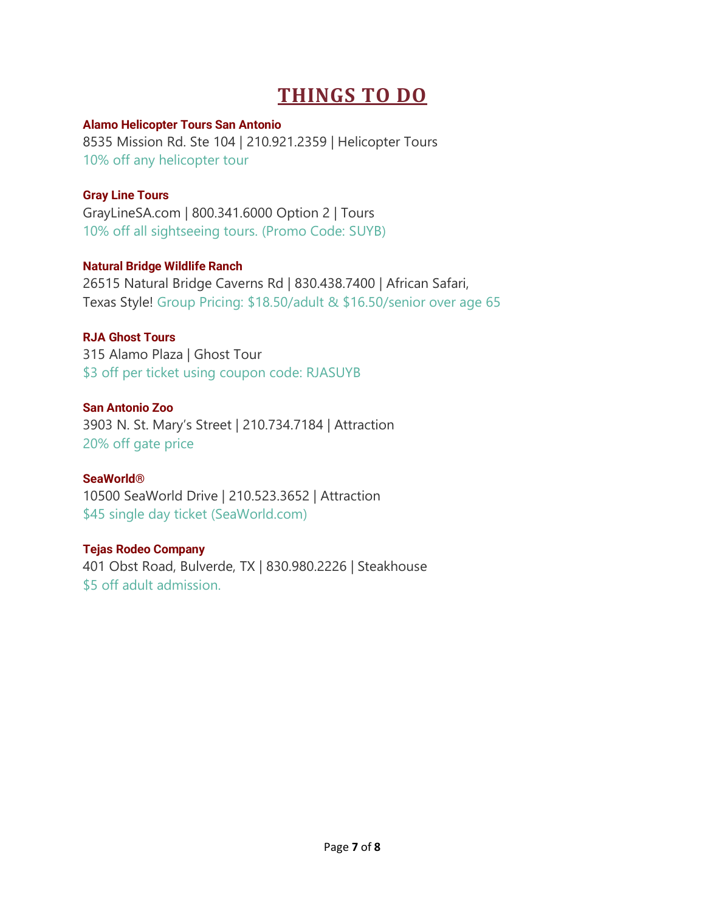# THINGS TO DO

**Alamo Helicopter Tours San Antonio**
8535 Mission Rd. Ste 104 | 210.921.2359 | Helicopter Tours
10% off any helicopter tour

**Gray Line Tours**
GrayLineSA.com | 800.341.6000 Option 2 | Tours
10% off all sightseeing tours. (Promo Code: SUYB)

**Natural Bridge Wildlife Ranch**
26515 Natural Bridge Caverns Rd | 830.438.7400 | African Safari, Texas Style! Group Pricing: $18.50/adult & $16.50/senior over age 65

**RJA Ghost Tours**
315 Alamo Plaza | Ghost Tour
$3 off per ticket using coupon code: RJASUYB

**San Antonio Zoo**
3903 N. St. Mary's Street | 210.734.7184 | Attraction
20% off gate price

**SeaWorld®**
10500 SeaWorld Drive | 210.523.3652 | Attraction
$45 single day ticket (SeaWorld.com)

**Tejas Rodeo Company**
401 Obst Road, Bulverde, TX | 830.980.2226 | Steakhouse
$5 off adult admission.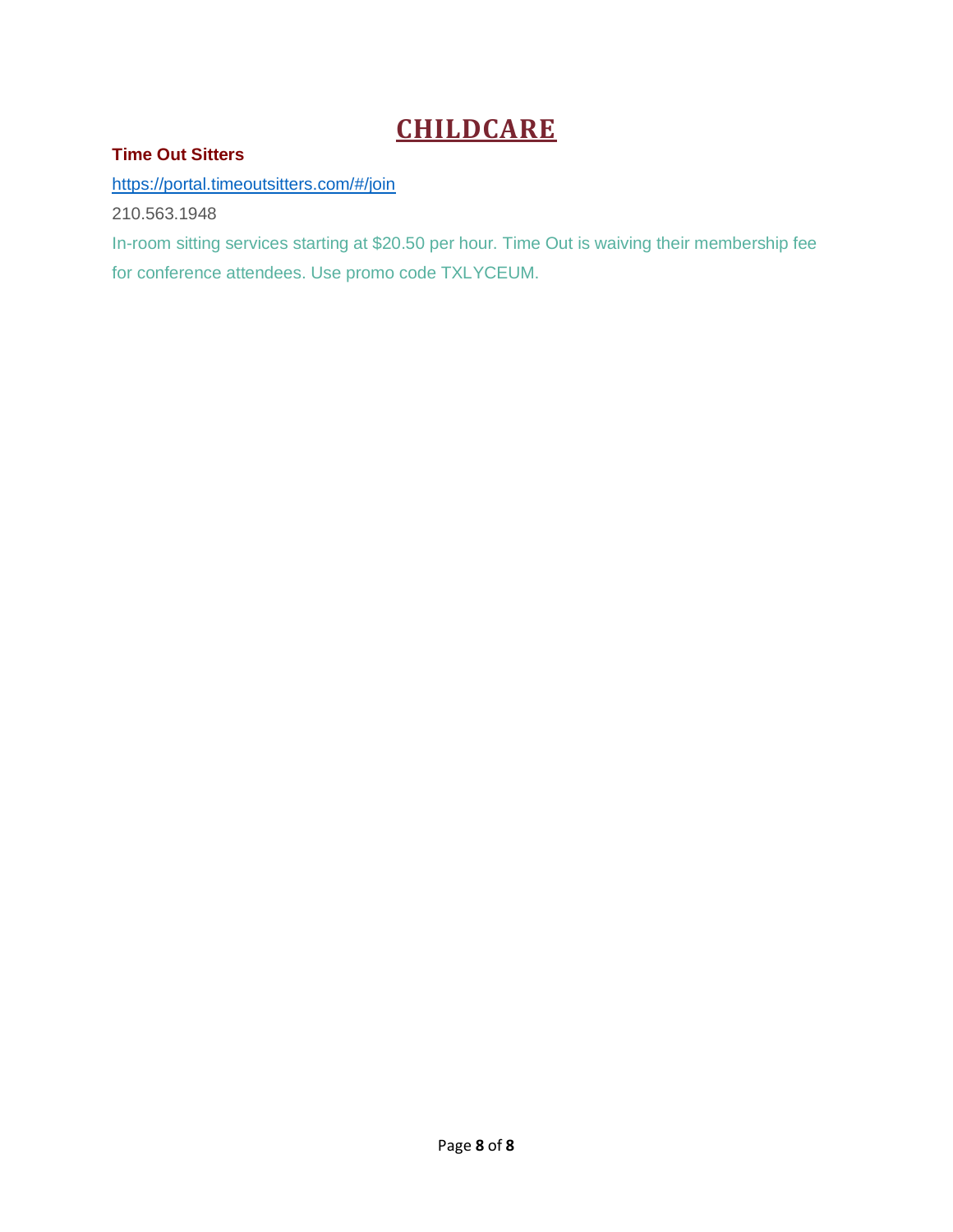# CHILDCARE

**Time Out Sitters**

https://portal.timeoutsitters.com/#/join

210.563.1948

In-room sitting services starting at $20.50 per hour. Time Out is waiving their membership fee for conference attendees. Use promo code TXLYCEUM.